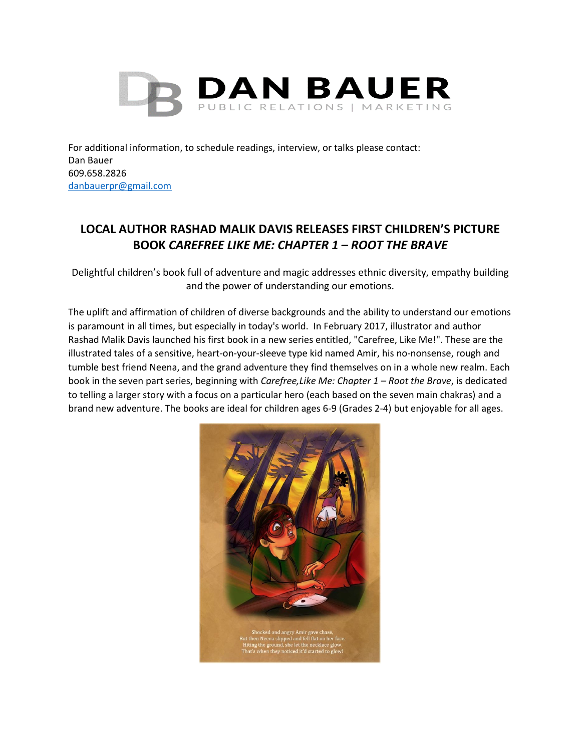DAN BAUER
PUBLIC RELATIONS | MARKETING

For additional information, to schedule readings, interview, or talks please contact:
Dan Bauer
609.658.2826
danbauerpr@gmail.com

# LOCAL AUTHOR RASHAD MALIK DAVIS RELEASES FIRST CHILDREN'S PICTURE BOOK *CAREFREE LIKE ME: CHAPTER 1 – ROOT THE BRAVE*

Delightful children's book full of adventure and magic addresses ethnic diversity, empathy building and the power of understanding our emotions.

The uplift and affirmation of children of diverse backgrounds and the ability to understand our emotions is paramount in all times, but especially in today's world. In February 2017, illustrator and author Rashad Malik Davis launched his first book in a new series entitled, "Carefree, Like Me!". These are the illustrated tales of a sensitive, heart-on-your-sleeve type kid named Amir, his no-nonsense, rough and tumble best friend Neena, and the grand adventure they find themselves on in a whole new realm. Each book in the seven part series, beginning with *Carefree,Like Me: Chapter 1 – Root the Brave*, is dedicated to telling a larger story with a focus on a particular hero (each based on the seven main chakras) and a brand new adventure. The books are ideal for children ages 6-9 (Grades 2-4) but enjoyable for all ages.

Shocked and angry Amir gave chase.
But then Neena slipped and fell flat on her face.
Hiting the ground, she let the necklace glow.
That's when they noticed it'd started to glow!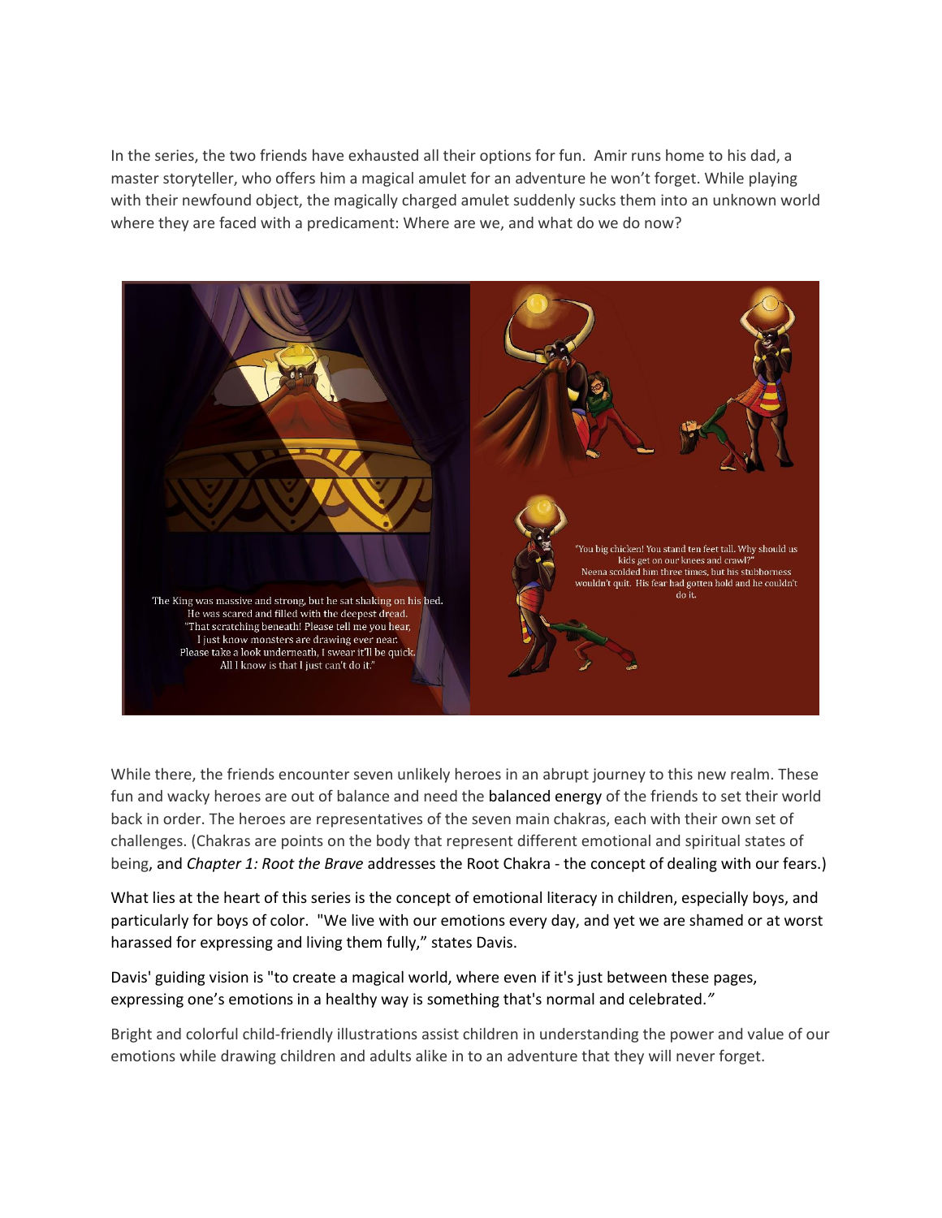In the series, the two friends have exhausted all their options for fun. Amir runs home to his dad, a master storyteller, who offers him a magical amulet for an adventure he won't forget. While playing with their newfound object, the magically charged amulet suddenly sucks them into an unknown world where they are faced with a predicament: Where are we, and what do we do now?

The King was massive and strong, but he sat shaking on his bed.
He was scared and filled with the deepest dread.
"That scratching beneath! Please tell me you hear,
I just know monsters are drawing ever near.
Please take a look underneath, I swear it'll be quick.
All I know is that I just can't do it."

"You big chicken! You stand ten feet tall. Why should us kids get on our knees and crawl?"
Neena scolded him three times, but his stubbornness wouldn't quit. His fear had gotten hold and he couldn't do it.

While there, the friends encounter seven unlikely heroes in an abrupt journey to this new realm. These fun and wacky heroes are out of balance and need the balanced energy of the friends to set their world back in order. The heroes are representatives of the seven main chakras, each with their own set of challenges. (Chakras are points on the body that represent different emotional and spiritual states of being, and *Chapter 1: Root the Brave* addresses the Root Chakra - the concept of dealing with our fears.)

What lies at the heart of this series is the concept of emotional literacy in children, especially boys, and particularly for boys of color. "We live with our emotions every day, and yet we are shamed or at worst harassed for expressing and living them fully," states Davis.

Davis' guiding vision is "to create a magical world, where even if it's just between these pages, expressing one's emotions in a healthy way is something that's normal and celebrated."

Bright and colorful child-friendly illustrations assist children in understanding the power and value of our emotions while drawing children and adults alike in to an adventure that they will never forget.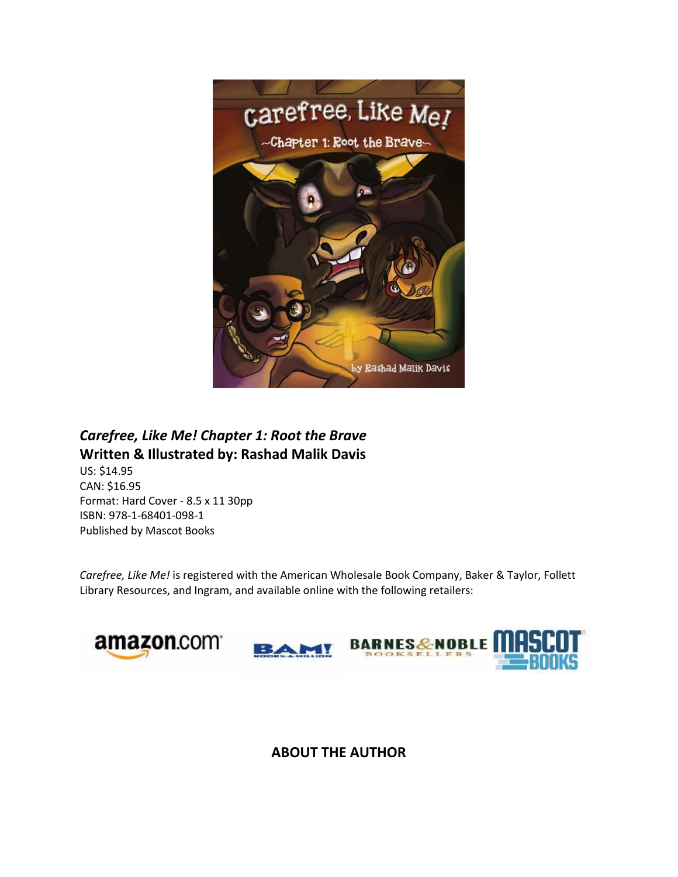***Carefree, Like Me! Chapter 1: Root the Brave***
**Written & Illustrated by: Rashad Malik Davis**
US: $14.95
CAN: $16.95
Format: Hard Cover - 8.5 x 11 30pp
ISBN: 978-1-68401-098-1
Published by Mascot Books

*Carefree, Like Me!* is registered with the American Wholesale Book Company, Baker & Taylor, Follett Library Resources, and Ingram, and available online with the following retailers:

## ABOUT THE AUTHOR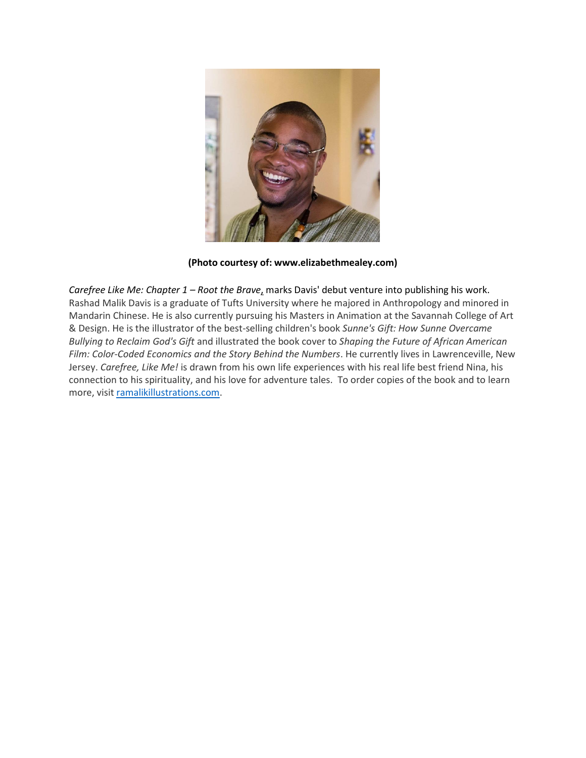**(Photo courtesy of: www.elizabethmealey.com)**

*Carefree Like Me: Chapter 1 – Root the Brave*, marks Davis' debut venture into publishing his work. Rashad Malik Davis is a graduate of Tufts University where he majored in Anthropology and minored in Mandarin Chinese. He is also currently pursuing his Masters in Animation at the Savannah College of Art & Design. He is the illustrator of the best-selling children's book *Sunne's Gift: How Sunne Overcame Bullying to Reclaim God's Gift* and illustrated the book cover to *Shaping the Future of African American Film: Color-Coded Economics and the Story Behind the Numbers*. He currently lives in Lawrenceville, New Jersey. *Carefree, Like Me!* is drawn from his own life experiences with his real life best friend Nina, his connection to his spirituality, and his love for adventure tales. To order copies of the book and to learn more, visit [ramalikillustrations.com](ramalikillustrations.com).